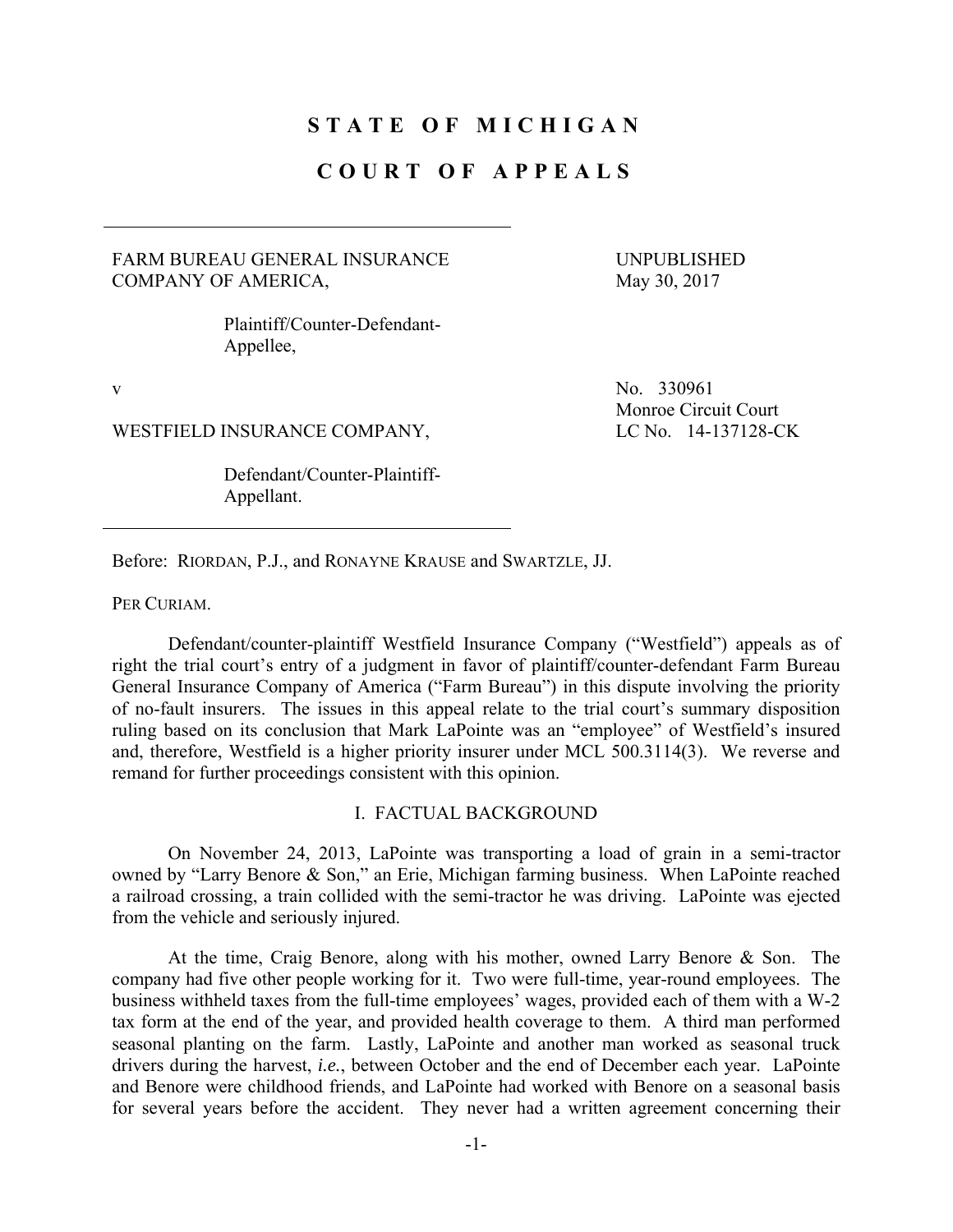# STATE OF MICHIGAN

# COURT OF APPEALS

FARM BUREAU GENERAL INSURANCE COMPANY OF AMERICA,

Plaintiff/Counter-Defendant-Appellee,

UNPUBLISHED
May 30, 2017

v

No. 330961
Monroe Circuit Court
LC No. 14-137128-CK

WESTFIELD INSURANCE COMPANY,

Defendant/Counter-Plaintiff-Appellant.

Before: RIORDAN, P.J., and RONAYNE KRAUSE and SWARTZLE, JJ.

PER CURIAM.

Defendant/counter-plaintiff Westfield Insurance Company ("Westfield") appeals as of right the trial court's entry of a judgment in favor of plaintiff/counter-defendant Farm Bureau General Insurance Company of America ("Farm Bureau") in this dispute involving the priority of no-fault insurers. The issues in this appeal relate to the trial court's summary disposition ruling based on its conclusion that Mark LaPointe was an "employee" of Westfield's insured and, therefore, Westfield is a higher priority insurer under MCL 500.3114(3). We reverse and remand for further proceedings consistent with this opinion.

## I. FACTUAL BACKGROUND

On November 24, 2013, LaPointe was transporting a load of grain in a semi-tractor owned by "Larry Benore & Son," an Erie, Michigan farming business. When LaPointe reached a railroad crossing, a train collided with the semi-tractor he was driving. LaPointe was ejected from the vehicle and seriously injured.

At the time, Craig Benore, along with his mother, owned Larry Benore & Son. The company had five other people working for it. Two were full-time, year-round employees. The business withheld taxes from the full-time employees' wages, provided each of them with a W-2 tax form at the end of the year, and provided health coverage to them. A third man performed seasonal planting on the farm. Lastly, LaPointe and another man worked as seasonal truck drivers during the harvest, *i.e.*, between October and the end of December each year. LaPointe and Benore were childhood friends, and LaPointe had worked with Benore on a seasonal basis for several years before the accident. They never had a written agreement concerning their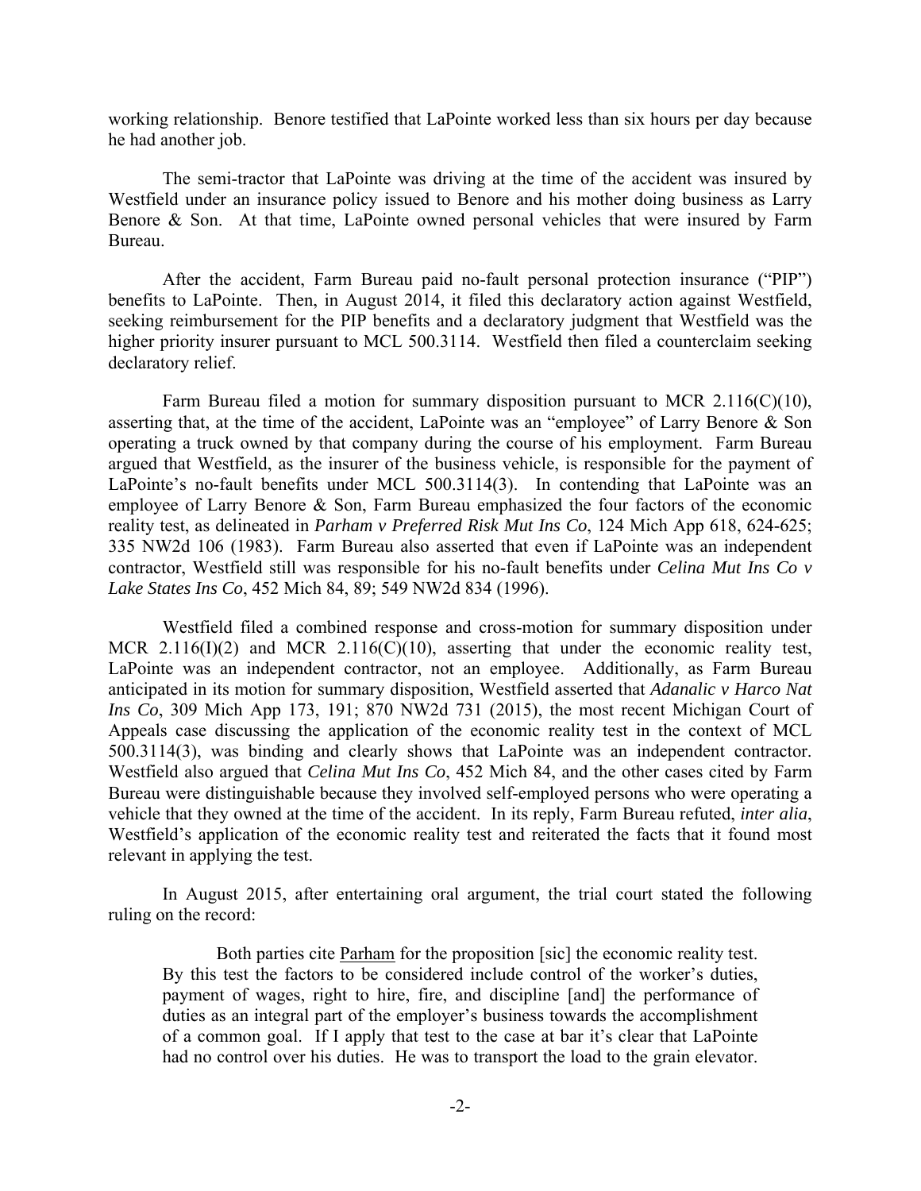working relationship. Benore testified that LaPointe worked less than six hours per day because he had another job.

The semi-tractor that LaPointe was driving at the time of the accident was insured by Westfield under an insurance policy issued to Benore and his mother doing business as Larry Benore & Son. At that time, LaPointe owned personal vehicles that were insured by Farm Bureau.

After the accident, Farm Bureau paid no-fault personal protection insurance ("PIP") benefits to LaPointe. Then, in August 2014, it filed this declaratory action against Westfield, seeking reimbursement for the PIP benefits and a declaratory judgment that Westfield was the higher priority insurer pursuant to MCL 500.3114. Westfield then filed a counterclaim seeking declaratory relief.

Farm Bureau filed a motion for summary disposition pursuant to MCR 2.116(C)(10), asserting that, at the time of the accident, LaPointe was an "employee" of Larry Benore & Son operating a truck owned by that company during the course of his employment. Farm Bureau argued that Westfield, as the insurer of the business vehicle, is responsible for the payment of LaPointe's no-fault benefits under MCL 500.3114(3). In contending that LaPointe was an employee of Larry Benore & Son, Farm Bureau emphasized the four factors of the economic reality test, as delineated in *Parham v Preferred Risk Mut Ins Co*, 124 Mich App 618, 624-625; 335 NW2d 106 (1983). Farm Bureau also asserted that even if LaPointe was an independent contractor, Westfield still was responsible for his no-fault benefits under *Celina Mut Ins Co v Lake States Ins Co*, 452 Mich 84, 89; 549 NW2d 834 (1996).

Westfield filed a combined response and cross-motion for summary disposition under MCR 2.116(I)(2) and MCR 2.116(C)(10), asserting that under the economic reality test, LaPointe was an independent contractor, not an employee. Additionally, as Farm Bureau anticipated in its motion for summary disposition, Westfield asserted that *Adanalic v Harco Nat Ins Co*, 309 Mich App 173, 191; 870 NW2d 731 (2015), the most recent Michigan Court of Appeals case discussing the application of the economic reality test in the context of MCL 500.3114(3), was binding and clearly shows that LaPointe was an independent contractor. Westfield also argued that *Celina Mut Ins Co*, 452 Mich 84, and the other cases cited by Farm Bureau were distinguishable because they involved self-employed persons who were operating a vehicle that they owned at the time of the accident. In its reply, Farm Bureau refuted, *inter alia*, Westfield's application of the economic reality test and reiterated the facts that it found most relevant in applying the test.

In August 2015, after entertaining oral argument, the trial court stated the following ruling on the record:

> Both parties cite Parham for the proposition [sic] the economic reality test. By this test the factors to be considered include control of the worker's duties, payment of wages, right to hire, fire, and discipline [and] the performance of duties as an integral part of the employer's business towards the accomplishment of a common goal. If I apply that test to the case at bar it's clear that LaPointe had no control over his duties. He was to transport the load to the grain elevator.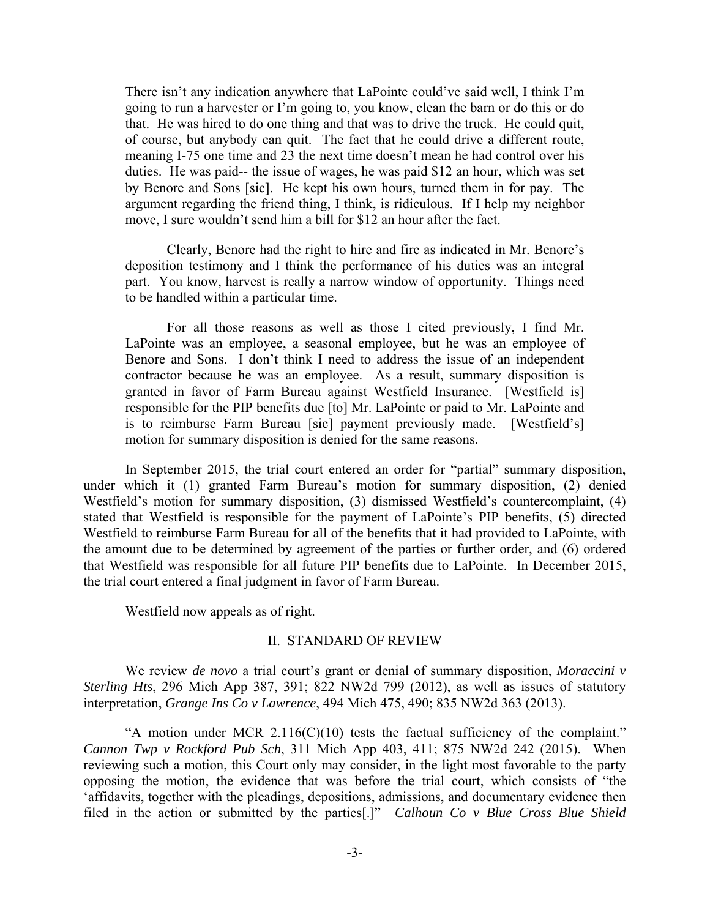> There isn't any indication anywhere that LaPointe could've said well, I think I'm going to run a harvester or I'm going to, you know, clean the barn or do this or do that. He was hired to do one thing and that was to drive the truck. He could quit, of course, but anybody can quit. The fact that he could drive a different route, meaning I-75 one time and 23 the next time doesn't mean he had control over his duties. He was paid-- the issue of wages, he was paid $12 an hour, which was set by Benore and Sons [sic]. He kept his own hours, turned them in for pay. The argument regarding the friend thing, I think, is ridiculous. If I help my neighbor move, I sure wouldn't send him a bill for $12 an hour after the fact.
>
> Clearly, Benore had the right to hire and fire as indicated in Mr. Benore's deposition testimony and I think the performance of his duties was an integral part. You know, harvest is really a narrow window of opportunity. Things need to be handled within a particular time.
>
> For all those reasons as well as those I cited previously, I find Mr. LaPointe was an employee, a seasonal employee, but he was an employee of Benore and Sons. I don't think I need to address the issue of an independent contractor because he was an employee. As a result, summary disposition is granted in favor of Farm Bureau against Westfield Insurance. [Westfield is] responsible for the PIP benefits due [to] Mr. LaPointe or paid to Mr. LaPointe and is to reimburse Farm Bureau [sic] payment previously made. [Westfield's] motion for summary disposition is denied for the same reasons.

In September 2015, the trial court entered an order for "partial" summary disposition, under which it (1) granted Farm Bureau's motion for summary disposition, (2) denied Westfield's motion for summary disposition, (3) dismissed Westfield's countercomplaint, (4) stated that Westfield is responsible for the payment of LaPointe's PIP benefits, (5) directed Westfield to reimburse Farm Bureau for all of the benefits that it had provided to LaPointe, with the amount due to be determined by agreement of the parties or further order, and (6) ordered that Westfield was responsible for all future PIP benefits due to LaPointe. In December 2015, the trial court entered a final judgment in favor of Farm Bureau.

Westfield now appeals as of right.

## II. STANDARD OF REVIEW

We review *de novo* a trial court's grant or denial of summary disposition, *Moraccini v Sterling Hts*, 296 Mich App 387, 391; 822 NW2d 799 (2012), as well as issues of statutory interpretation, *Grange Ins Co v Lawrence*, 494 Mich 475, 490; 835 NW2d 363 (2013).

"A motion under MCR 2.116(C)(10) tests the factual sufficiency of the complaint." *Cannon Twp v Rockford Pub Sch*, 311 Mich App 403, 411; 875 NW2d 242 (2015). When reviewing such a motion, this Court only may consider, in the light most favorable to the party opposing the motion, the evidence that was before the trial court, which consists of "the 'affidavits, together with the pleadings, depositions, admissions, and documentary evidence then filed in the action or submitted by the parties[.]" *Calhoun Co v Blue Cross Blue Shield*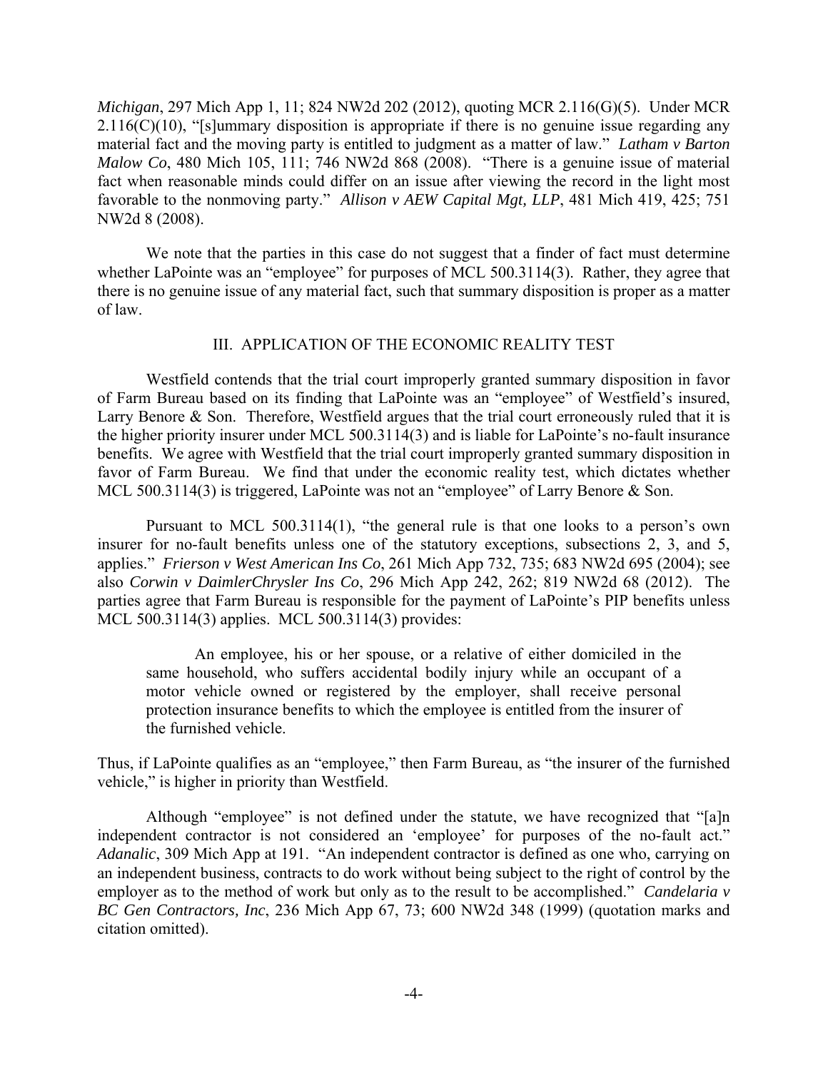*Michigan*, 297 Mich App 1, 11; 824 NW2d 202 (2012), quoting MCR 2.116(G)(5). Under MCR 2.116(C)(10), "[s]ummary disposition is appropriate if there is no genuine issue regarding any material fact and the moving party is entitled to judgment as a matter of law." *Latham v Barton Malow Co*, 480 Mich 105, 111; 746 NW2d 868 (2008). "There is a genuine issue of material fact when reasonable minds could differ on an issue after viewing the record in the light most favorable to the nonmoving party." *Allison v AEW Capital Mgt, LLP*, 481 Mich 419, 425; 751 NW2d 8 (2008).

We note that the parties in this case do not suggest that a finder of fact must determine whether LaPointe was an "employee" for purposes of MCL 500.3114(3). Rather, they agree that there is no genuine issue of any material fact, such that summary disposition is proper as a matter of law.

## III. APPLICATION OF THE ECONOMIC REALITY TEST

Westfield contends that the trial court improperly granted summary disposition in favor of Farm Bureau based on its finding that LaPointe was an "employee" of Westfield's insured, Larry Benore & Son. Therefore, Westfield argues that the trial court erroneously ruled that it is the higher priority insurer under MCL 500.3114(3) and is liable for LaPointe's no-fault insurance benefits. We agree with Westfield that the trial court improperly granted summary disposition in favor of Farm Bureau. We find that under the economic reality test, which dictates whether MCL 500.3114(3) is triggered, LaPointe was not an "employee" of Larry Benore & Son.

Pursuant to MCL 500.3114(1), "the general rule is that one looks to a person's own insurer for no-fault benefits unless one of the statutory exceptions, subsections 2, 3, and 5, applies." *Frierson v West American Ins Co*, 261 Mich App 732, 735; 683 NW2d 695 (2004); see also *Corwin v DaimlerChrysler Ins Co*, 296 Mich App 242, 262; 819 NW2d 68 (2012). The parties agree that Farm Bureau is responsible for the payment of LaPointe's PIP benefits unless MCL 500.3114(3) applies. MCL 500.3114(3) provides:

> An employee, his or her spouse, or a relative of either domiciled in the same household, who suffers accidental bodily injury while an occupant of a motor vehicle owned or registered by the employer, shall receive personal protection insurance benefits to which the employee is entitled from the insurer of the furnished vehicle.

Thus, if LaPointe qualifies as an "employee," then Farm Bureau, as "the insurer of the furnished vehicle," is higher in priority than Westfield.

Although "employee" is not defined under the statute, we have recognized that "[a]n independent contractor is not considered an 'employee' for purposes of the no-fault act." *Adanalic*, 309 Mich App at 191. "An independent contractor is defined as one who, carrying on an independent business, contracts to do work without being subject to the right of control by the employer as to the method of work but only as to the result to be accomplished." *Candelaria v BC Gen Contractors, Inc*, 236 Mich App 67, 73; 600 NW2d 348 (1999) (quotation marks and citation omitted).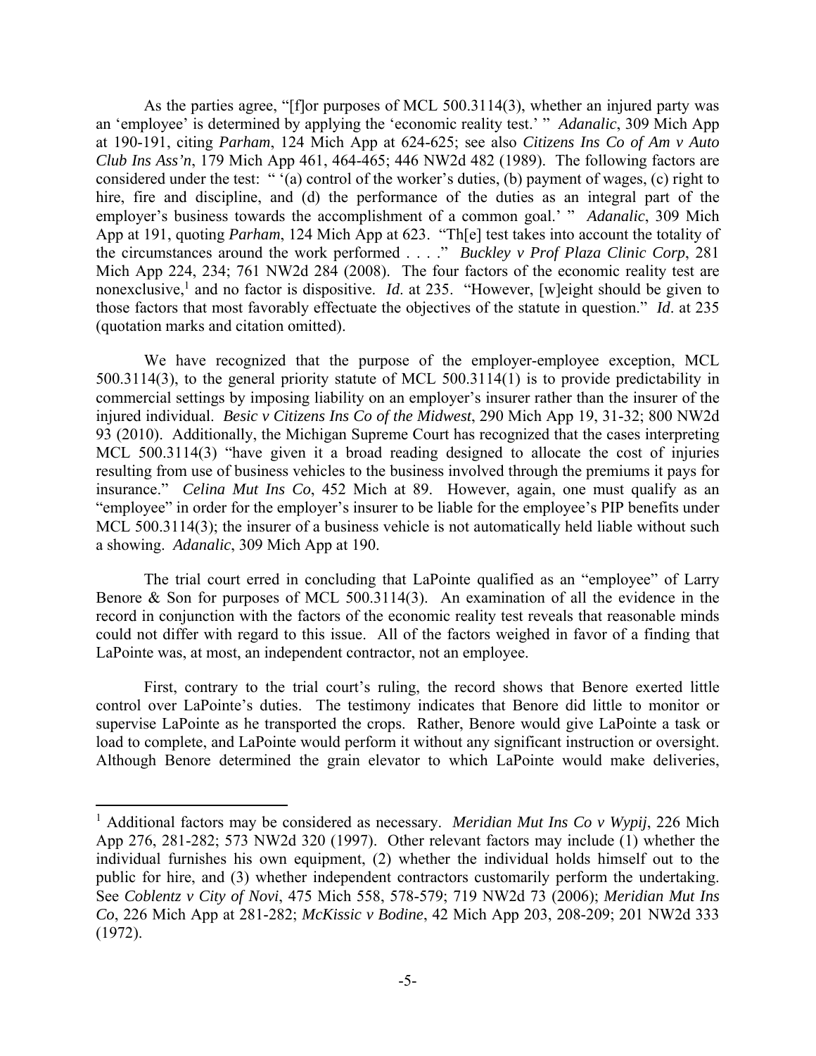As the parties agree, "[f]or purposes of MCL 500.3114(3), whether an injured party was an 'employee' is determined by applying the 'economic reality test.' " *Adanalic*, 309 Mich App at 190-191, citing *Parham*, 124 Mich App at 624-625; see also *Citizens Ins Co of Am v Auto Club Ins Ass'n*, 179 Mich App 461, 464-465; 446 NW2d 482 (1989). The following factors are considered under the test: " '(a) control of the worker's duties, (b) payment of wages, (c) right to hire, fire and discipline, and (d) the performance of the duties as an integral part of the employer's business towards the accomplishment of a common goal.' " *Adanalic*, 309 Mich App at 191, quoting *Parham*, 124 Mich App at 623. "Th[e] test takes into account the totality of the circumstances around the work performed . . . ." *Buckley v Prof Plaza Clinic Corp*, 281 Mich App 224, 234; 761 NW2d 284 (2008). The four factors of the economic reality test are nonexclusive,[1] and no factor is dispositive. *Id*. at 235. "However, [w]eight should be given to those factors that most favorably effectuate the objectives of the statute in question." *Id*. at 235 (quotation marks and citation omitted).

We have recognized that the purpose of the employer-employee exception, MCL 500.3114(3), to the general priority statute of MCL 500.3114(1) is to provide predictability in commercial settings by imposing liability on an employer's insurer rather than the insurer of the injured individual. *Besic v Citizens Ins Co of the Midwest*, 290 Mich App 19, 31-32; 800 NW2d 93 (2010). Additionally, the Michigan Supreme Court has recognized that the cases interpreting MCL 500.3114(3) "have given it a broad reading designed to allocate the cost of injuries resulting from use of business vehicles to the business involved through the premiums it pays for insurance." *Celina Mut Ins Co*, 452 Mich at 89. However, again, one must qualify as an "employee" in order for the employer's insurer to be liable for the employee's PIP benefits under MCL 500.3114(3); the insurer of a business vehicle is not automatically held liable without such a showing. *Adanalic*, 309 Mich App at 190.

The trial court erred in concluding that LaPointe qualified as an "employee" of Larry Benore & Son for purposes of MCL 500.3114(3). An examination of all the evidence in the record in conjunction with the factors of the economic reality test reveals that reasonable minds could not differ with regard to this issue. All of the factors weighed in favor of a finding that LaPointe was, at most, an independent contractor, not an employee.

First, contrary to the trial court's ruling, the record shows that Benore exerted little control over LaPointe's duties. The testimony indicates that Benore did little to monitor or supervise LaPointe as he transported the crops. Rather, Benore would give LaPointe a task or load to complete, and LaPointe would perform it without any significant instruction or oversight. Although Benore determined the grain elevator to which LaPointe would make deliveries,

---

[1] Additional factors may be considered as necessary. *Meridian Mut Ins Co v Wypij*, 226 Mich App 276, 281-282; 573 NW2d 320 (1997). Other relevant factors may include (1) whether the individual furnishes his own equipment, (2) whether the individual holds himself out to the public for hire, and (3) whether independent contractors customarily perform the undertaking. See *Coblentz v City of Novi*, 475 Mich 558, 578-579; 719 NW2d 73 (2006); *Meridian Mut Ins Co*, 226 Mich App at 281-282; *McKissic v Bodine*, 42 Mich App 203, 208-209; 201 NW2d 333 (1972).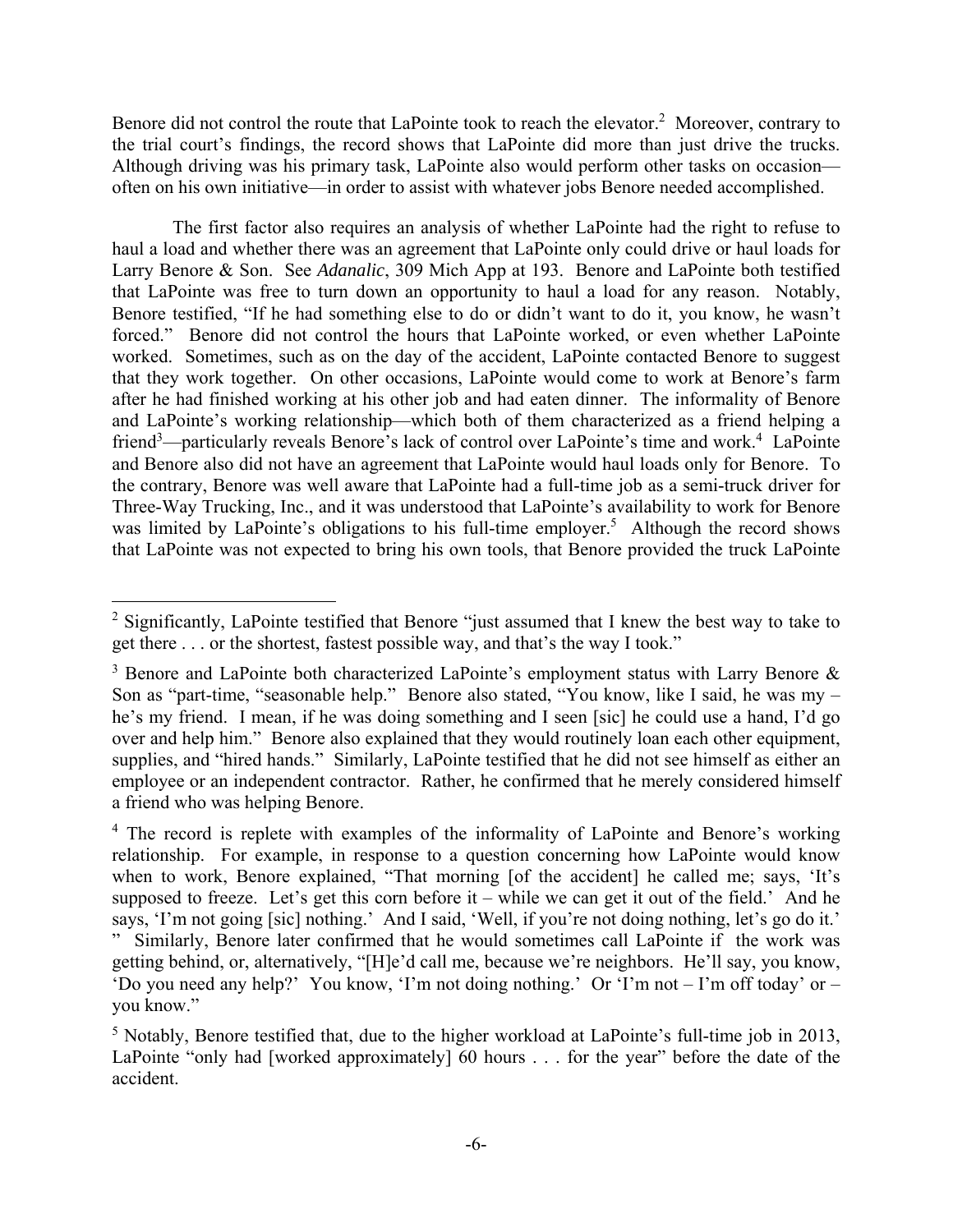Benore did not control the route that LaPointe took to reach the elevator.[2] Moreover, contrary to the trial court's findings, the record shows that LaPointe did more than just drive the trucks. Although driving was his primary task, LaPointe also would perform other tasks on occasion—often on his own initiative—in order to assist with whatever jobs Benore needed accomplished.

The first factor also requires an analysis of whether LaPointe had the right to refuse to haul a load and whether there was an agreement that LaPointe only could drive or haul loads for Larry Benore & Son. See *Adanalic*, 309 Mich App at 193. Benore and LaPointe both testified that LaPointe was free to turn down an opportunity to haul a load for any reason. Notably, Benore testified, "If he had something else to do or didn't want to do it, you know, he wasn't forced." Benore did not control the hours that LaPointe worked, or even whether LaPointe worked. Sometimes, such as on the day of the accident, LaPointe contacted Benore to suggest that they work together. On other occasions, LaPointe would come to work at Benore's farm after he had finished working at his other job and had eaten dinner. The informality of Benore and LaPointe's working relationship—which both of them characterized as a friend helping a friend[3]—particularly reveals Benore's lack of control over LaPointe's time and work.[4] LaPointe and Benore also did not have an agreement that LaPointe would haul loads only for Benore. To the contrary, Benore was well aware that LaPointe had a full-time job as a semi-truck driver for Three-Way Trucking, Inc., and it was understood that LaPointe's availability to work for Benore was limited by LaPointe's obligations to his full-time employer.[5] Although the record shows that LaPointe was not expected to bring his own tools, that Benore provided the truck LaPointe

---

[2] Significantly, LaPointe testified that Benore "just assumed that I knew the best way to take to get there . . . or the shortest, fastest possible way, and that's the way I took."

[3] Benore and LaPointe both characterized LaPointe's employment status with Larry Benore & Son as "part-time, "seasonable help." Benore also stated, "You know, like I said, he was my – he's my friend. I mean, if he was doing something and I seen [sic] he could use a hand, I'd go over and help him." Benore also explained that they would routinely loan each other equipment, supplies, and "hired hands." Similarly, LaPointe testified that he did not see himself as either an employee or an independent contractor. Rather, he confirmed that he merely considered himself a friend who was helping Benore.

[4] The record is replete with examples of the informality of LaPointe and Benore's working relationship. For example, in response to a question concerning how LaPointe would know when to work, Benore explained, "That morning [of the accident] he called me; says, 'It's supposed to freeze. Let's get this corn before it – while we can get it out of the field.' And he says, 'I'm not going [sic] nothing.' And I said, 'Well, if you're not doing nothing, let's go do it.' " Similarly, Benore later confirmed that he would sometimes call LaPointe if the work was getting behind, or, alternatively, "[H]e'd call me, because we're neighbors. He'll say, you know, 'Do you need any help?' You know, 'I'm not doing nothing.' Or 'I'm not – I'm off today' or – you know."

[5] Notably, Benore testified that, due to the higher workload at LaPointe's full-time job in 2013, LaPointe "only had [worked approximately] 60 hours . . . for the year" before the date of the accident.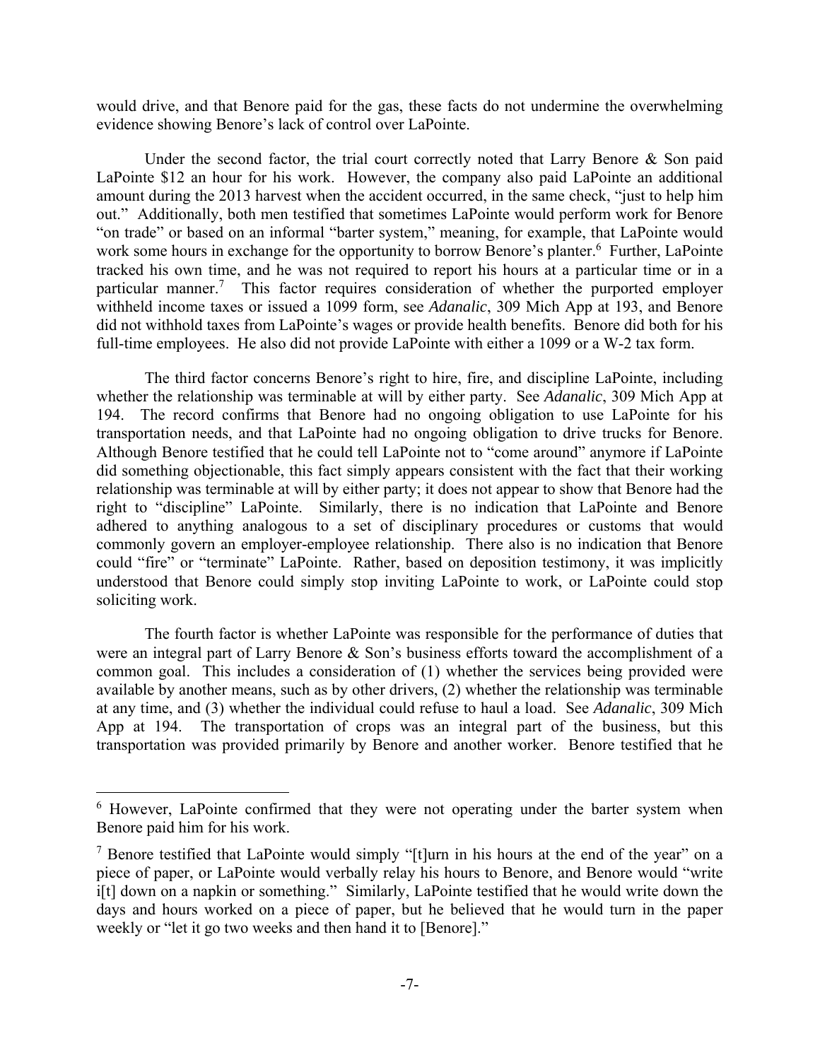would drive, and that Benore paid for the gas, these facts do not undermine the overwhelming evidence showing Benore's lack of control over LaPointe.

Under the second factor, the trial court correctly noted that Larry Benore & Son paid LaPointe $12 an hour for his work. However, the company also paid LaPointe an additional amount during the 2013 harvest when the accident occurred, in the same check, "just to help him out." Additionally, both men testified that sometimes LaPointe would perform work for Benore "on trade" or based on an informal "barter system," meaning, for example, that LaPointe would work some hours in exchange for the opportunity to borrow Benore's planter.[6] Further, LaPointe tracked his own time, and he was not required to report his hours at a particular time or in a particular manner.[7] This factor requires consideration of whether the purported employer withheld income taxes or issued a 1099 form, see *Adanalic*, 309 Mich App at 193, and Benore did not withhold taxes from LaPointe's wages or provide health benefits. Benore did both for his full-time employees. He also did not provide LaPointe with either a 1099 or a W-2 tax form.

The third factor concerns Benore's right to hire, fire, and discipline LaPointe, including whether the relationship was terminable at will by either party. See *Adanalic*, 309 Mich App at 194. The record confirms that Benore had no ongoing obligation to use LaPointe for his transportation needs, and that LaPointe had no ongoing obligation to drive trucks for Benore. Although Benore testified that he could tell LaPointe not to "come around" anymore if LaPointe did something objectionable, this fact simply appears consistent with the fact that their working relationship was terminable at will by either party; it does not appear to show that Benore had the right to "discipline" LaPointe. Similarly, there is no indication that LaPointe and Benore adhered to anything analogous to a set of disciplinary procedures or customs that would commonly govern an employer-employee relationship. There also is no indication that Benore could "fire" or "terminate" LaPointe. Rather, based on deposition testimony, it was implicitly understood that Benore could simply stop inviting LaPointe to work, or LaPointe could stop soliciting work.

The fourth factor is whether LaPointe was responsible for the performance of duties that were an integral part of Larry Benore & Son's business efforts toward the accomplishment of a common goal. This includes a consideration of (1) whether the services being provided were available by another means, such as by other drivers, (2) whether the relationship was terminable at any time, and (3) whether the individual could refuse to haul a load. See *Adanalic*, 309 Mich App at 194. The transportation of crops was an integral part of the business, but this transportation was provided primarily by Benore and another worker. Benore testified that he

---

[6] However, LaPointe confirmed that they were not operating under the barter system when Benore paid him for his work.

[7] Benore testified that LaPointe would simply "[t]urn in his hours at the end of the year" on a piece of paper, or LaPointe would verbally relay his hours to Benore, and Benore would "write i[t] down on a napkin or something." Similarly, LaPointe testified that he would write down the days and hours worked on a piece of paper, but he believed that he would turn in the paper weekly or "let it go two weeks and then hand it to [Benore]."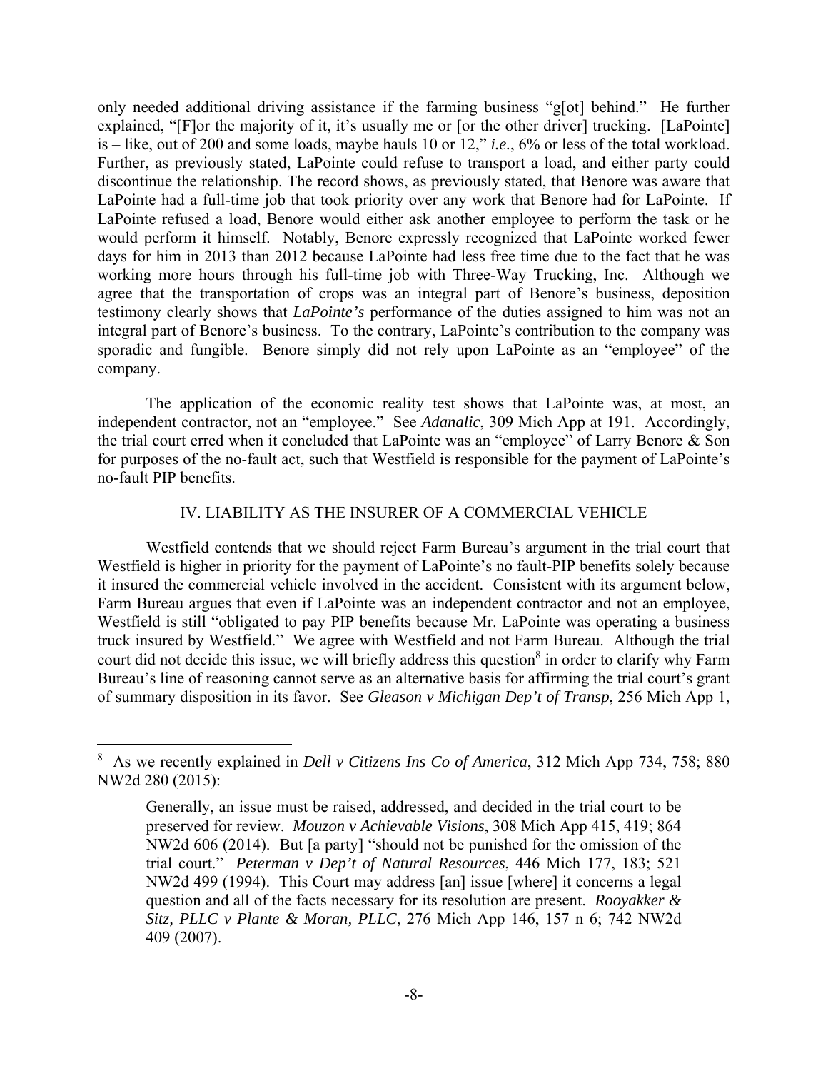only needed additional driving assistance if the farming business "g[ot] behind." He further explained, "[F]or the majority of it, it's usually me or [or the other driver] trucking. [LaPointe] is – like, out of 200 and some loads, maybe hauls 10 or 12," *i.e.*, 6% or less of the total workload. Further, as previously stated, LaPointe could refuse to transport a load, and either party could discontinue the relationship. The record shows, as previously stated, that Benore was aware that LaPointe had a full-time job that took priority over any work that Benore had for LaPointe. If LaPointe refused a load, Benore would either ask another employee to perform the task or he would perform it himself. Notably, Benore expressly recognized that LaPointe worked fewer days for him in 2013 than 2012 because LaPointe had less free time due to the fact that he was working more hours through his full-time job with Three-Way Trucking, Inc. Although we agree that the transportation of crops was an integral part of Benore's business, deposition testimony clearly shows that *LaPointe's* performance of the duties assigned to him was not an integral part of Benore's business. To the contrary, LaPointe's contribution to the company was sporadic and fungible. Benore simply did not rely upon LaPointe as an "employee" of the company.

The application of the economic reality test shows that LaPointe was, at most, an independent contractor, not an "employee." See *Adanalic*, 309 Mich App at 191. Accordingly, the trial court erred when it concluded that LaPointe was an "employee" of Larry Benore & Son for purposes of the no-fault act, such that Westfield is responsible for the payment of LaPointe's no-fault PIP benefits.

## IV. LIABILITY AS THE INSURER OF A COMMERCIAL VEHICLE

Westfield contends that we should reject Farm Bureau's argument in the trial court that Westfield is higher in priority for the payment of LaPointe's no fault-PIP benefits solely because it insured the commercial vehicle involved in the accident. Consistent with its argument below, Farm Bureau argues that even if LaPointe was an independent contractor and not an employee, Westfield is still "obligated to pay PIP benefits because Mr. LaPointe was operating a business truck insured by Westfield." We agree with Westfield and not Farm Bureau. Although the trial court did not decide this issue, we will briefly address this question[8] in order to clarify why Farm Bureau's line of reasoning cannot serve as an alternative basis for affirming the trial court's grant of summary disposition in its favor. See *Gleason v Michigan Dep't of Transp*, 256 Mich App 1,

---

[8] As we recently explained in *Dell v Citizens Ins Co of America*, 312 Mich App 734, 758; 880 NW2d 280 (2015):

> Generally, an issue must be raised, addressed, and decided in the trial court to be preserved for review. *Mouzon v Achievable Visions*, 308 Mich App 415, 419; 864 NW2d 606 (2014). But [a party] "should not be punished for the omission of the trial court." *Peterman v Dep't of Natural Resources*, 446 Mich 177, 183; 521 NW2d 499 (1994). This Court may address [an] issue [where] it concerns a legal question and all of the facts necessary for its resolution are present. *Rooyakker & Sitz, PLLC v Plante & Moran, PLLC*, 276 Mich App 146, 157 n 6; 742 NW2d 409 (2007).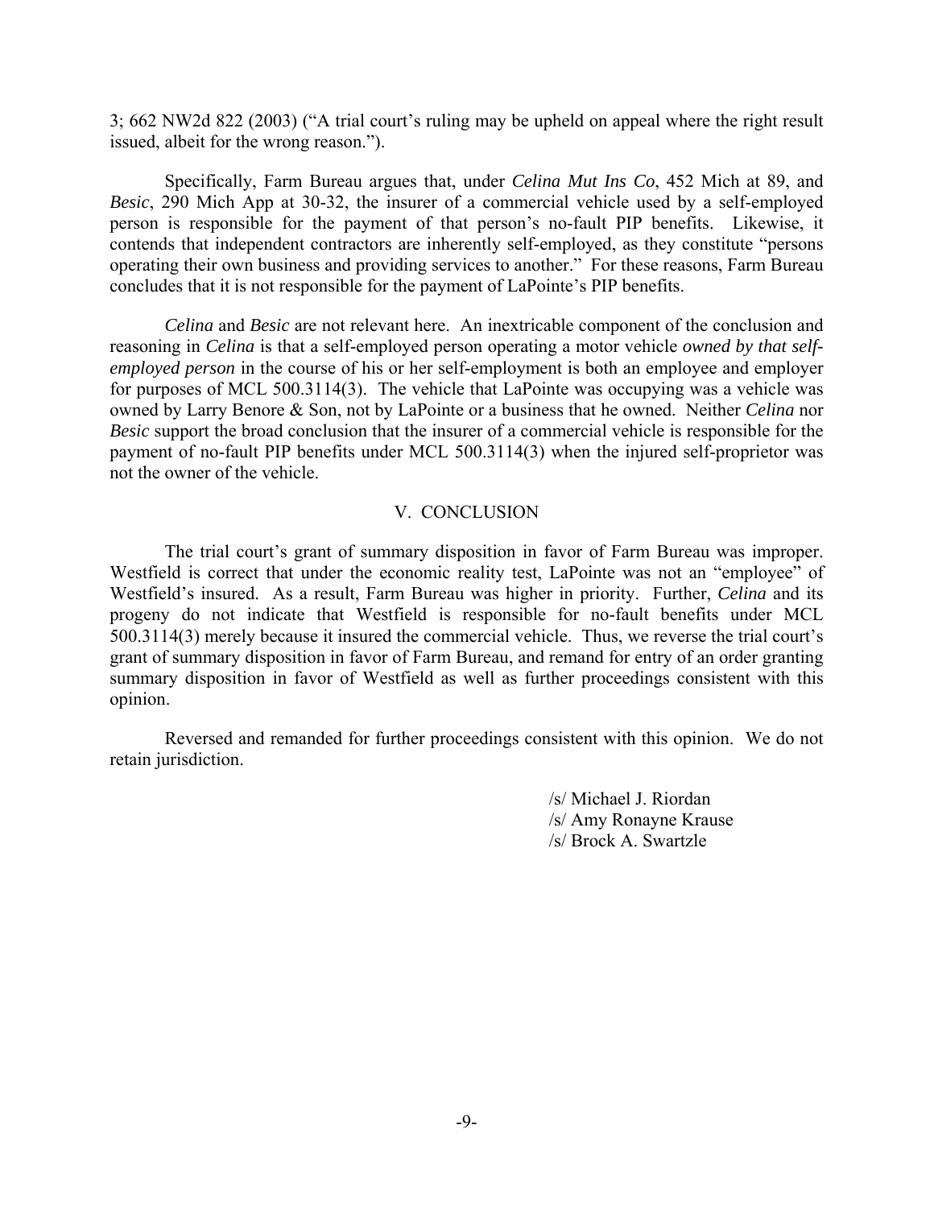3; 662 NW2d 822 (2003) ("A trial court's ruling may be upheld on appeal where the right result issued, albeit for the wrong reason.").

Specifically, Farm Bureau argues that, under *Celina Mut Ins Co*, 452 Mich at 89, and *Besic*, 290 Mich App at 30-32, the insurer of a commercial vehicle used by a self-employed person is responsible for the payment of that person's no-fault PIP benefits. Likewise, it contends that independent contractors are inherently self-employed, as they constitute "persons operating their own business and providing services to another." For these reasons, Farm Bureau concludes that it is not responsible for the payment of LaPointe's PIP benefits.

*Celina* and *Besic* are not relevant here. An inextricable component of the conclusion and reasoning in *Celina* is that a self-employed person operating a motor vehicle *owned by that self-employed person* in the course of his or her self-employment is both an employee and employer for purposes of MCL 500.3114(3). The vehicle that LaPointe was occupying was a vehicle was owned by Larry Benore & Son, not by LaPointe or a business that he owned. Neither *Celina* nor *Besic* support the broad conclusion that the insurer of a commercial vehicle is responsible for the payment of no-fault PIP benefits under MCL 500.3114(3) when the injured self-proprietor was not the owner of the vehicle.

## V. CONCLUSION

The trial court's grant of summary disposition in favor of Farm Bureau was improper. Westfield is correct that under the economic reality test, LaPointe was not an "employee" of Westfield's insured. As a result, Farm Bureau was higher in priority. Further, *Celina* and its progeny do not indicate that Westfield is responsible for no-fault benefits under MCL 500.3114(3) merely because it insured the commercial vehicle. Thus, we reverse the trial court's grant of summary disposition in favor of Farm Bureau, and remand for entry of an order granting summary disposition in favor of Westfield as well as further proceedings consistent with this opinion.

Reversed and remanded for further proceedings consistent with this opinion. We do not retain jurisdiction.

/s/ Michael J. Riordan
/s/ Amy Ronayne Krause
/s/ Brock A. Swartzle